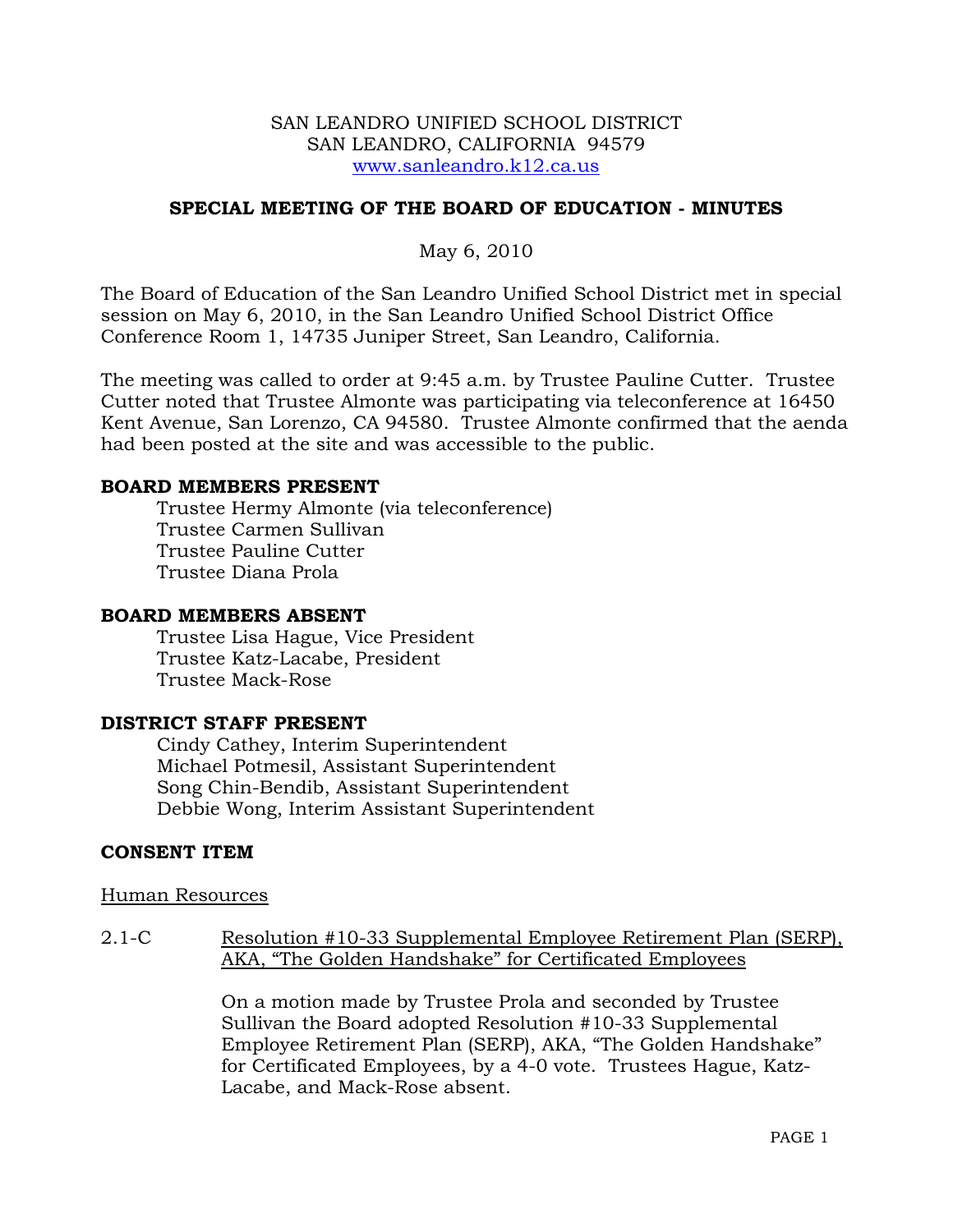SAN LEANDRO UNIFIED SCHOOL DISTRICT
SAN LEANDRO, CALIFORNIA 94579
www.sanleandro.k12.ca.us

## SPECIAL MEETING OF THE BOARD OF EDUCATION - MINUTES

May 6, 2010

The Board of Education of the San Leandro Unified School District met in special session on May 6, 2010, in the San Leandro Unified School District Office Conference Room 1, 14735 Juniper Street, San Leandro, California.

The meeting was called to order at 9:45 a.m. by Trustee Pauline Cutter. Trustee Cutter noted that Trustee Almonte was participating via teleconference at 16450 Kent Avenue, San Lorenzo, CA 94580. Trustee Almonte confirmed that the aenda had been posted at the site and was accessible to the public.

**BOARD MEMBERS PRESENT**

Trustee Hermy Almonte (via teleconference)
Trustee Carmen Sullivan
Trustee Pauline Cutter
Trustee Diana Prola

**BOARD MEMBERS ABSENT**

Trustee Lisa Hague, Vice President
Trustee Katz-Lacabe, President
Trustee Mack-Rose

**DISTRICT STAFF PRESENT**

Cindy Cathey, Interim Superintendent
Michael Potmesil, Assistant Superintendent
Song Chin-Bendib, Assistant Superintendent
Debbie Wong, Interim Assistant Superintendent

**CONSENT ITEM**

Human Resources

2.1-C Resolution #10-33 Supplemental Employee Retirement Plan (SERP), AKA, "The Golden Handshake" for Certificated Employees

On a motion made by Trustee Prola and seconded by Trustee Sullivan the Board adopted Resolution #10-33 Supplemental Employee Retirement Plan (SERP), AKA, "The Golden Handshake" for Certificated Employees, by a 4-0 vote. Trustees Hague, Katz-Lacabe, and Mack-Rose absent.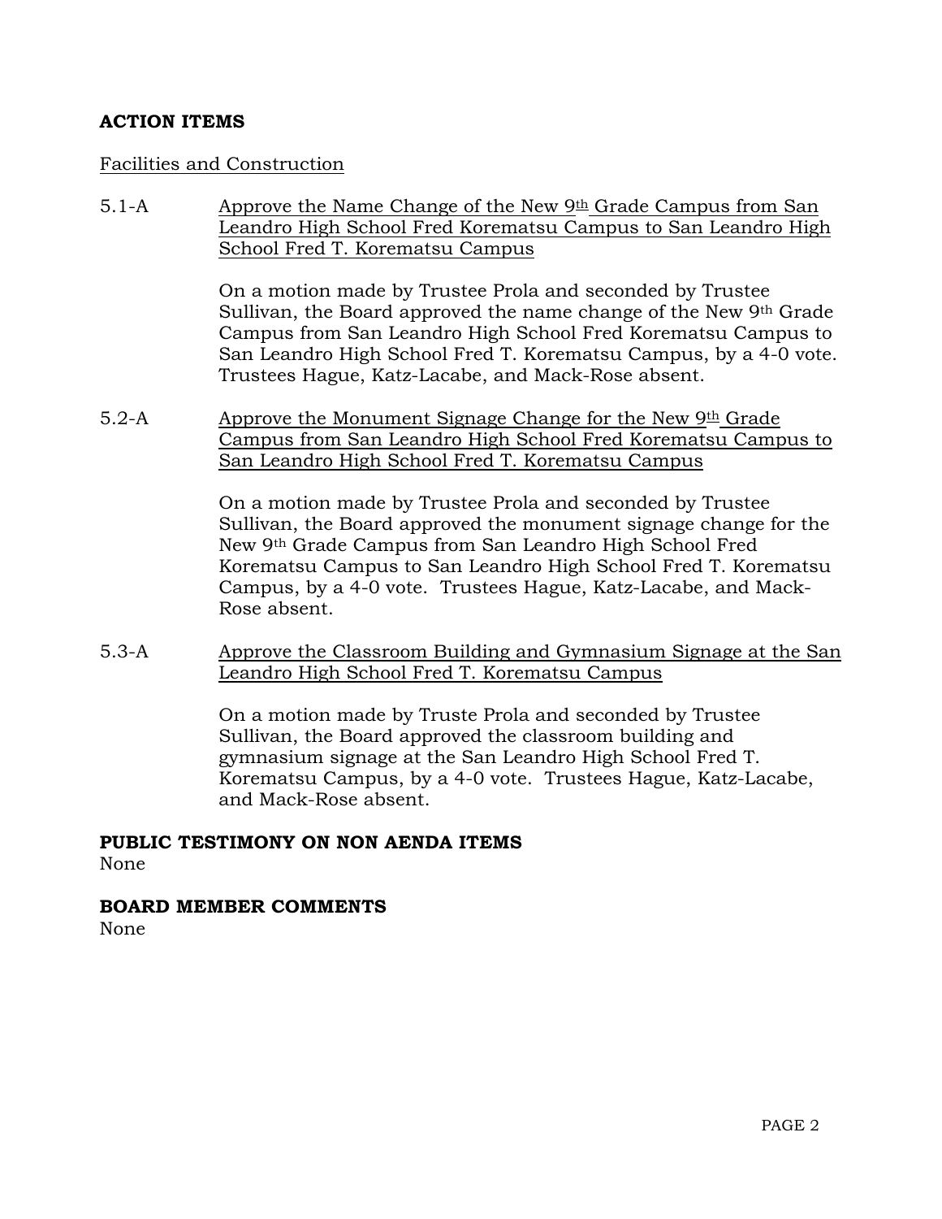**ACTION ITEMS**

Facilities and Construction

5.1-A Approve the Name Change of the New 9th Grade Campus from San Leandro High School Fred Korematsu Campus to San Leandro High School Fred T. Korematsu Campus

On a motion made by Trustee Prola and seconded by Trustee Sullivan, the Board approved the name change of the New 9th Grade Campus from San Leandro High School Fred Korematsu Campus to San Leandro High School Fred T. Korematsu Campus, by a 4-0 vote. Trustees Hague, Katz-Lacabe, and Mack-Rose absent.

5.2-A Approve the Monument Signage Change for the New 9th Grade Campus from San Leandro High School Fred Korematsu Campus to San Leandro High School Fred T. Korematsu Campus

On a motion made by Trustee Prola and seconded by Trustee Sullivan, the Board approved the monument signage change for the New 9th Grade Campus from San Leandro High School Fred Korematsu Campus to San Leandro High School Fred T. Korematsu Campus, by a 4-0 vote. Trustees Hague, Katz-Lacabe, and Mack-Rose absent.

5.3-A Approve the Classroom Building and Gymnasium Signage at the San Leandro High School Fred T. Korematsu Campus

On a motion made by Truste Prola and seconded by Trustee Sullivan, the Board approved the classroom building and gymnasium signage at the San Leandro High School Fred T. Korematsu Campus, by a 4-0 vote. Trustees Hague, Katz-Lacabe, and Mack-Rose absent.

**PUBLIC TESTIMONY ON NON AENDA ITEMS**

None

**BOARD MEMBER COMMENTS**

None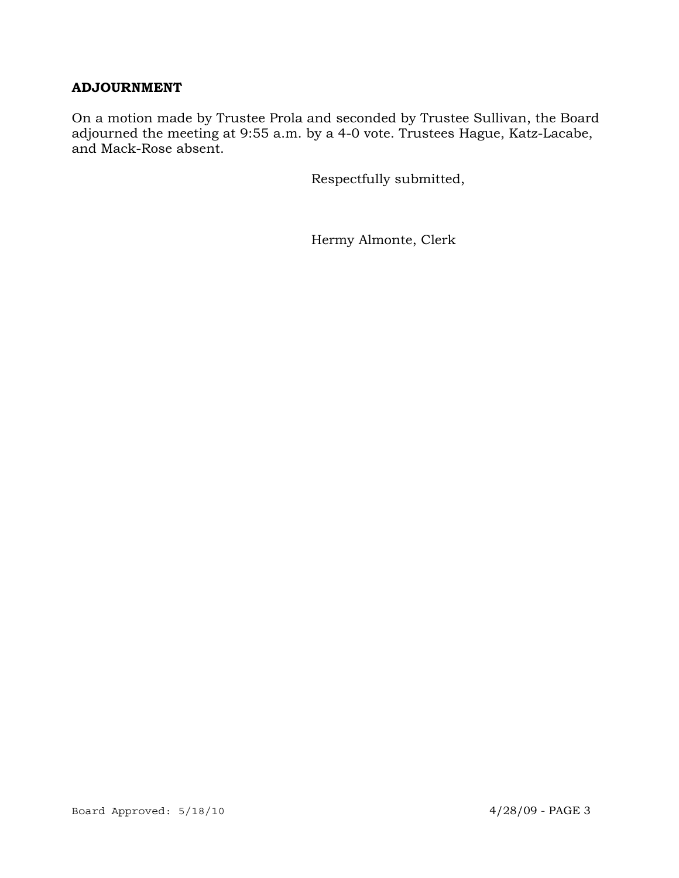**ADJOURNMENT**

On a motion made by Trustee Prola and seconded by Trustee Sullivan, the Board adjourned the meeting at 9:55 a.m. by a 4-0 vote. Trustees Hague, Katz-Lacabe, and Mack-Rose absent.

Respectfully submitted,

Hermy Almonte, Clerk

Board Approved: 5/18/10